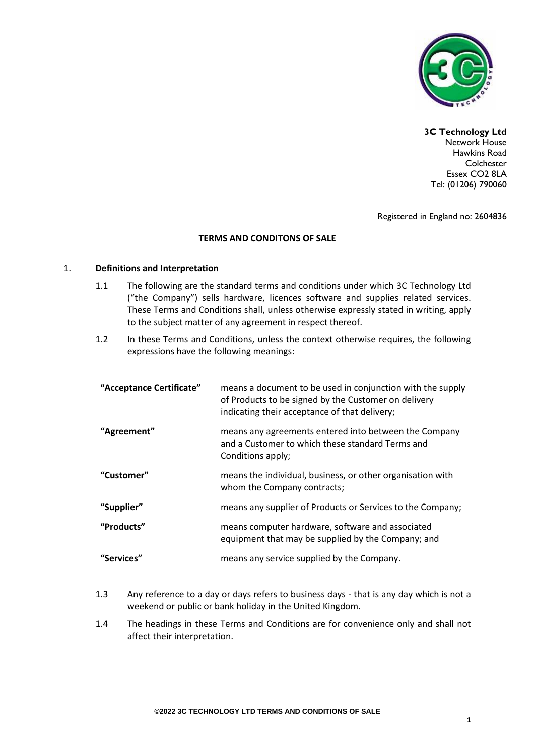**3C Technology Ltd**
Network House
Hawkins Road
Colchester
Essex CO2 8LA
Tel: (01206) 790060

Registered in England no: 2604836

**TERMS AND CONDITONS OF SALE**

1. **Definitions and Interpretation**

   1.1 The following are the standard terms and conditions under which 3C Technology Ltd ("the Company") sells hardware, licences software and supplies related services. These Terms and Conditions shall, unless otherwise expressly stated in writing, apply to the subject matter of any agreement in respect thereof.

   1.2 In these Terms and Conditions, unless the context otherwise requires, the following expressions have the following meanings:

| | |
|---|---|
| **"Acceptance Certificate"** | means a document to be used in conjunction with the supply of Products to be signed by the Customer on delivery indicating their acceptance of that delivery; |
| **"Agreement"** | means any agreements entered into between the Company and a Customer to which these standard Terms and Conditions apply; |
| **"Customer"** | means the individual, business, or other organisation with whom the Company contracts; |
| **"Supplier"** | means any supplier of Products or Services to the Company; |
| **"Products"** | means computer hardware, software and associated equipment that may be supplied by the Company; and |
| **"Services"** | means any service supplied by the Company. |

   1.3 Any reference to a day or days refers to business days - that is any day which is not a weekend or public or bank holiday in the United Kingdom.

   1.4 The headings in these Terms and Conditions are for convenience only and shall not affect their interpretation.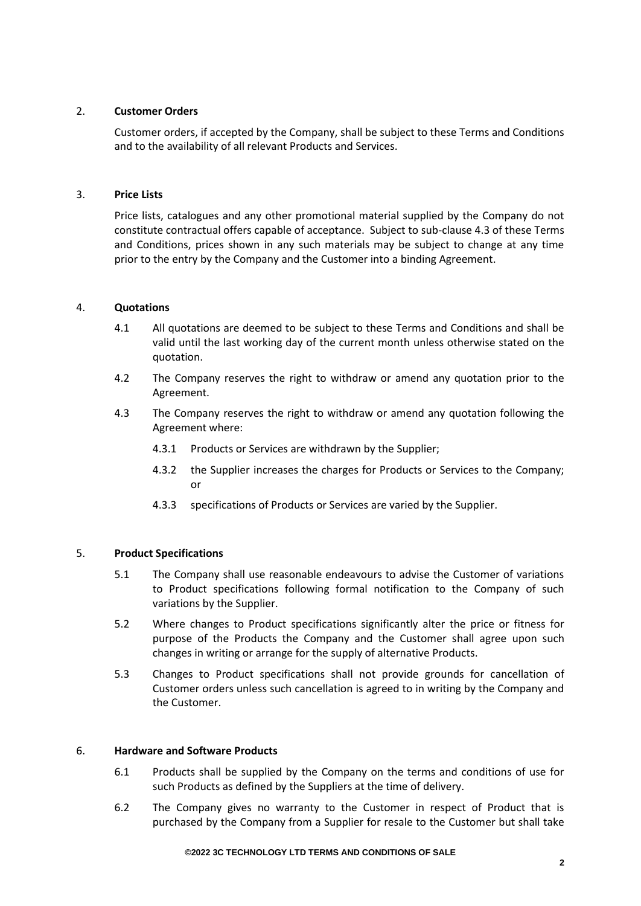## 2. Customer Orders

Customer orders, if accepted by the Company, shall be subject to these Terms and Conditions and to the availability of all relevant Products and Services.

## 3. Price Lists

Price lists, catalogues and any other promotional material supplied by the Company do not constitute contractual offers capable of acceptance. Subject to sub-clause 4.3 of these Terms and Conditions, prices shown in any such materials may be subject to change at any time prior to the entry by the Company and the Customer into a binding Agreement.

## 4. Quotations

4.1 All quotations are deemed to be subject to these Terms and Conditions and shall be valid until the last working day of the current month unless otherwise stated on the quotation.

4.2 The Company reserves the right to withdraw or amend any quotation prior to the Agreement.

4.3 The Company reserves the right to withdraw or amend any quotation following the Agreement where:

4.3.1 Products or Services are withdrawn by the Supplier;

4.3.2 the Supplier increases the charges for Products or Services to the Company; or

4.3.3 specifications of Products or Services are varied by the Supplier.

## 5. Product Specifications

5.1 The Company shall use reasonable endeavours to advise the Customer of variations to Product specifications following formal notification to the Company of such variations by the Supplier.

5.2 Where changes to Product specifications significantly alter the price or fitness for purpose of the Products the Company and the Customer shall agree upon such changes in writing or arrange for the supply of alternative Products.

5.3 Changes to Product specifications shall not provide grounds for cancellation of Customer orders unless such cancellation is agreed to in writing by the Company and the Customer.

## 6. Hardware and Software Products

6.1 Products shall be supplied by the Company on the terms and conditions of use for such Products as defined by the Suppliers at the time of delivery.

6.2 The Company gives no warranty to the Customer in respect of Product that is purchased by the Company from a Supplier for resale to the Customer but shall take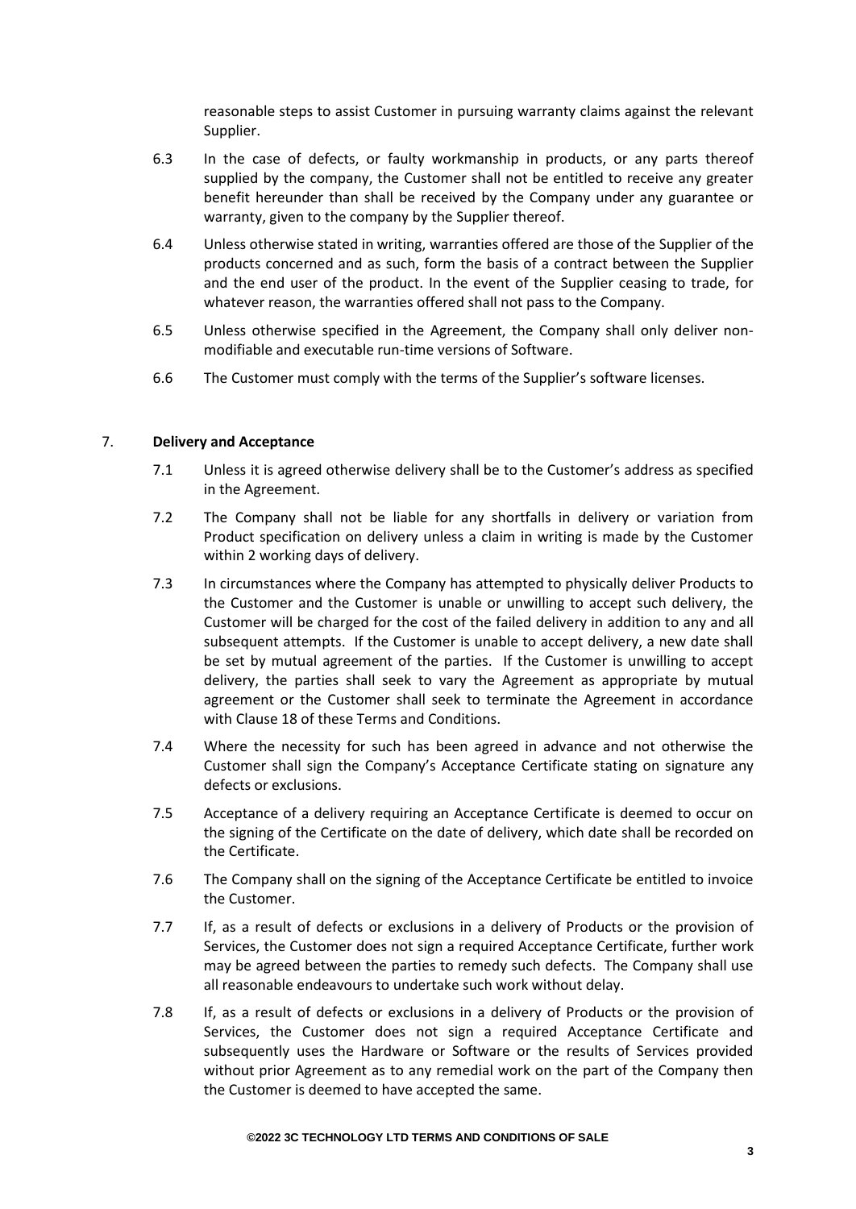reasonable steps to assist Customer in pursuing warranty claims against the relevant Supplier.

6.3 In the case of defects, or faulty workmanship in products, or any parts thereof supplied by the company, the Customer shall not be entitled to receive any greater benefit hereunder than shall be received by the Company under any guarantee or warranty, given to the company by the Supplier thereof.

6.4 Unless otherwise stated in writing, warranties offered are those of the Supplier of the products concerned and as such, form the basis of a contract between the Supplier and the end user of the product. In the event of the Supplier ceasing to trade, for whatever reason, the warranties offered shall not pass to the Company.

6.5 Unless otherwise specified in the Agreement, the Company shall only deliver non-modifiable and executable run-time versions of Software.

6.6 The Customer must comply with the terms of the Supplier's software licenses.

## 7. Delivery and Acceptance

7.1 Unless it is agreed otherwise delivery shall be to the Customer's address as specified in the Agreement.

7.2 The Company shall not be liable for any shortfalls in delivery or variation from Product specification on delivery unless a claim in writing is made by the Customer within 2 working days of delivery.

7.3 In circumstances where the Company has attempted to physically deliver Products to the Customer and the Customer is unable or unwilling to accept such delivery, the Customer will be charged for the cost of the failed delivery in addition to any and all subsequent attempts. If the Customer is unable to accept delivery, a new date shall be set by mutual agreement of the parties. If the Customer is unwilling to accept delivery, the parties shall seek to vary the Agreement as appropriate by mutual agreement or the Customer shall seek to terminate the Agreement in accordance with Clause 18 of these Terms and Conditions.

7.4 Where the necessity for such has been agreed in advance and not otherwise the Customer shall sign the Company's Acceptance Certificate stating on signature any defects or exclusions.

7.5 Acceptance of a delivery requiring an Acceptance Certificate is deemed to occur on the signing of the Certificate on the date of delivery, which date shall be recorded on the Certificate.

7.6 The Company shall on the signing of the Acceptance Certificate be entitled to invoice the Customer.

7.7 If, as a result of defects or exclusions in a delivery of Products or the provision of Services, the Customer does not sign a required Acceptance Certificate, further work may be agreed between the parties to remedy such defects. The Company shall use all reasonable endeavours to undertake such work without delay.

7.8 If, as a result of defects or exclusions in a delivery of Products or the provision of Services, the Customer does not sign a required Acceptance Certificate and subsequently uses the Hardware or Software or the results of Services provided without prior Agreement as to any remedial work on the part of the Company then the Customer is deemed to have accepted the same.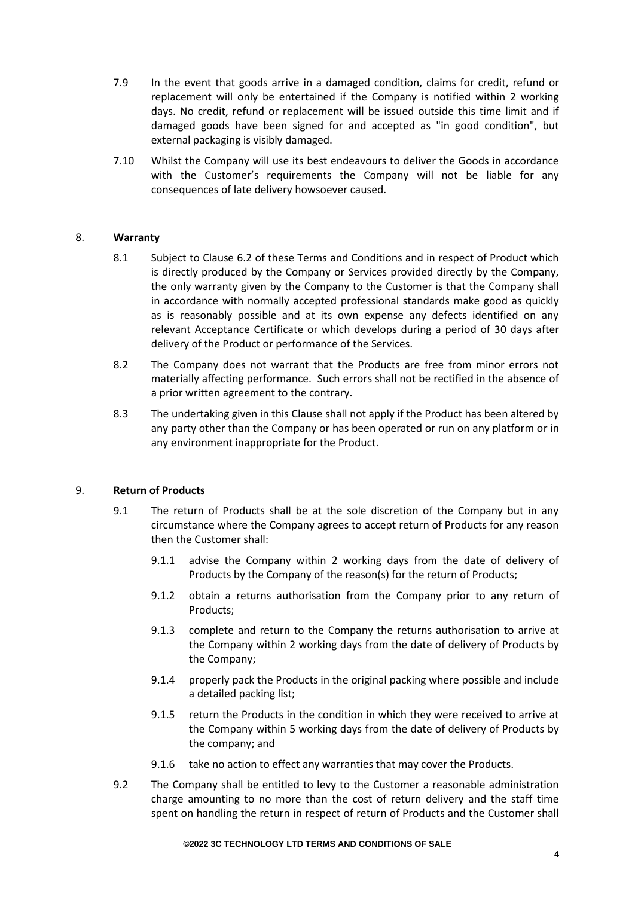7.9 In the event that goods arrive in a damaged condition, claims for credit, refund or replacement will only be entertained if the Company is notified within 2 working days. No credit, refund or replacement will be issued outside this time limit and if damaged goods have been signed for and accepted as "in good condition", but external packaging is visibly damaged.

7.10 Whilst the Company will use its best endeavours to deliver the Goods in accordance with the Customer's requirements the Company will not be liable for any consequences of late delivery howsoever caused.

## 8. **Warranty**

8.1 Subject to Clause 6.2 of these Terms and Conditions and in respect of Product which is directly produced by the Company or Services provided directly by the Company, the only warranty given by the Company to the Customer is that the Company shall in accordance with normally accepted professional standards make good as quickly as is reasonably possible and at its own expense any defects identified on any relevant Acceptance Certificate or which develops during a period of 30 days after delivery of the Product or performance of the Services.

8.2 The Company does not warrant that the Products are free from minor errors not materially affecting performance. Such errors shall not be rectified in the absence of a prior written agreement to the contrary.

8.3 The undertaking given in this Clause shall not apply if the Product has been altered by any party other than the Company or has been operated or run on any platform or in any environment inappropriate for the Product.

## 9. **Return of Products**

9.1 The return of Products shall be at the sole discretion of the Company but in any circumstance where the Company agrees to accept return of Products for any reason then the Customer shall:

9.1.1 advise the Company within 2 working days from the date of delivery of Products by the Company of the reason(s) for the return of Products;

9.1.2 obtain a returns authorisation from the Company prior to any return of Products;

9.1.3 complete and return to the Company the returns authorisation to arrive at the Company within 2 working days from the date of delivery of Products by the Company;

9.1.4 properly pack the Products in the original packing where possible and include a detailed packing list;

9.1.5 return the Products in the condition in which they were received to arrive at the Company within 5 working days from the date of delivery of Products by the company; and

9.1.6 take no action to effect any warranties that may cover the Products.

9.2 The Company shall be entitled to levy to the Customer a reasonable administration charge amounting to no more than the cost of return delivery and the staff time spent on handling the return in respect of return of Products and the Customer shall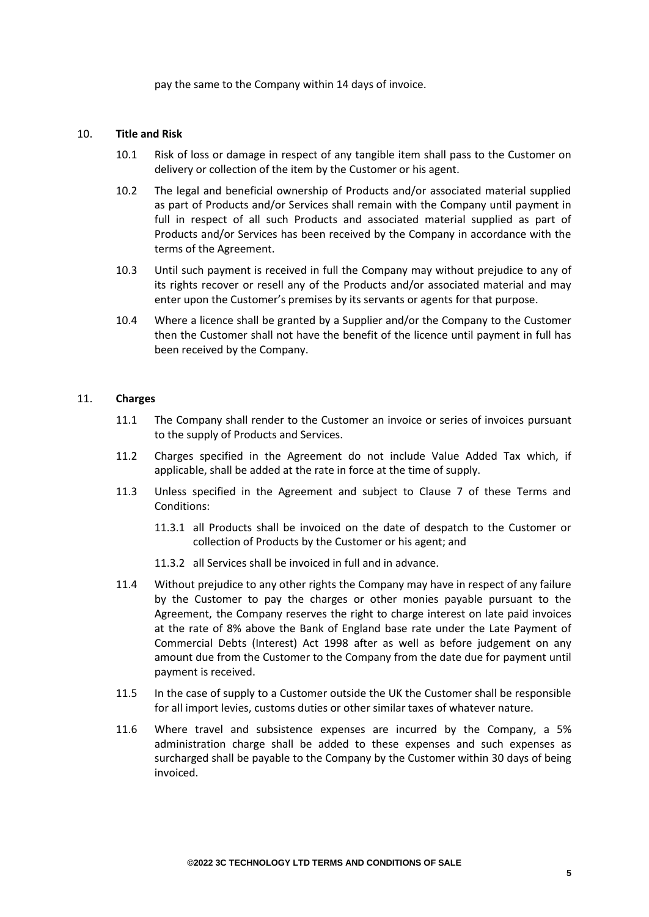pay the same to the Company within 14 days of invoice.

## 10. Title and Risk

10.1 Risk of loss or damage in respect of any tangible item shall pass to the Customer on delivery or collection of the item by the Customer or his agent.

10.2 The legal and beneficial ownership of Products and/or associated material supplied as part of Products and/or Services shall remain with the Company until payment in full in respect of all such Products and associated material supplied as part of Products and/or Services has been received by the Company in accordance with the terms of the Agreement.

10.3 Until such payment is received in full the Company may without prejudice to any of its rights recover or resell any of the Products and/or associated material and may enter upon the Customer's premises by its servants or agents for that purpose.

10.4 Where a licence shall be granted by a Supplier and/or the Company to the Customer then the Customer shall not have the benefit of the licence until payment in full has been received by the Company.

## 11. Charges

11.1 The Company shall render to the Customer an invoice or series of invoices pursuant to the supply of Products and Services.

11.2 Charges specified in the Agreement do not include Value Added Tax which, if applicable, shall be added at the rate in force at the time of supply.

11.3 Unless specified in the Agreement and subject to Clause 7 of these Terms and Conditions:

11.3.1 all Products shall be invoiced on the date of despatch to the Customer or collection of Products by the Customer or his agent; and

11.3.2 all Services shall be invoiced in full and in advance.

11.4 Without prejudice to any other rights the Company may have in respect of any failure by the Customer to pay the charges or other monies payable pursuant to the Agreement, the Company reserves the right to charge interest on late paid invoices at the rate of 8% above the Bank of England base rate under the Late Payment of Commercial Debts (Interest) Act 1998 after as well as before judgement on any amount due from the Customer to the Company from the date due for payment until payment is received.

11.5 In the case of supply to a Customer outside the UK the Customer shall be responsible for all import levies, customs duties or other similar taxes of whatever nature.

11.6 Where travel and subsistence expenses are incurred by the Company, a 5% administration charge shall be added to these expenses and such expenses as surcharged shall be payable to the Company by the Customer within 30 days of being invoiced.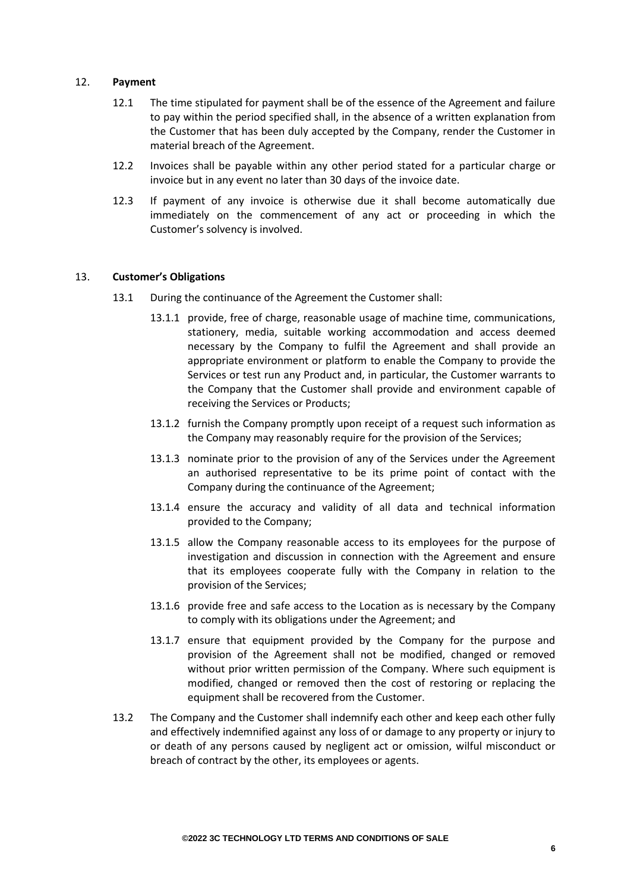## 12. **Payment**

12.1 The time stipulated for payment shall be of the essence of the Agreement and failure to pay within the period specified shall, in the absence of a written explanation from the Customer that has been duly accepted by the Company, render the Customer in material breach of the Agreement.

12.2 Invoices shall be payable within any other period stated for a particular charge or invoice but in any event no later than 30 days of the invoice date.

12.3 If payment of any invoice is otherwise due it shall become automatically due immediately on the commencement of any act or proceeding in which the Customer's solvency is involved.

## 13. **Customer's Obligations**

13.1 During the continuance of the Agreement the Customer shall:

13.1.1 provide, free of charge, reasonable usage of machine time, communications, stationery, media, suitable working accommodation and access deemed necessary by the Company to fulfil the Agreement and shall provide an appropriate environment or platform to enable the Company to provide the Services or test run any Product and, in particular, the Customer warrants to the Company that the Customer shall provide and environment capable of receiving the Services or Products;

13.1.2 furnish the Company promptly upon receipt of a request such information as the Company may reasonably require for the provision of the Services;

13.1.3 nominate prior to the provision of any of the Services under the Agreement an authorised representative to be its prime point of contact with the Company during the continuance of the Agreement;

13.1.4 ensure the accuracy and validity of all data and technical information provided to the Company;

13.1.5 allow the Company reasonable access to its employees for the purpose of investigation and discussion in connection with the Agreement and ensure that its employees cooperate fully with the Company in relation to the provision of the Services;

13.1.6 provide free and safe access to the Location as is necessary by the Company to comply with its obligations under the Agreement; and

13.1.7 ensure that equipment provided by the Company for the purpose and provision of the Agreement shall not be modified, changed or removed without prior written permission of the Company. Where such equipment is modified, changed or removed then the cost of restoring or replacing the equipment shall be recovered from the Customer.

13.2 The Company and the Customer shall indemnify each other and keep each other fully and effectively indemnified against any loss of or damage to any property or injury to or death of any persons caused by negligent act or omission, wilful misconduct or breach of contract by the other, its employees or agents.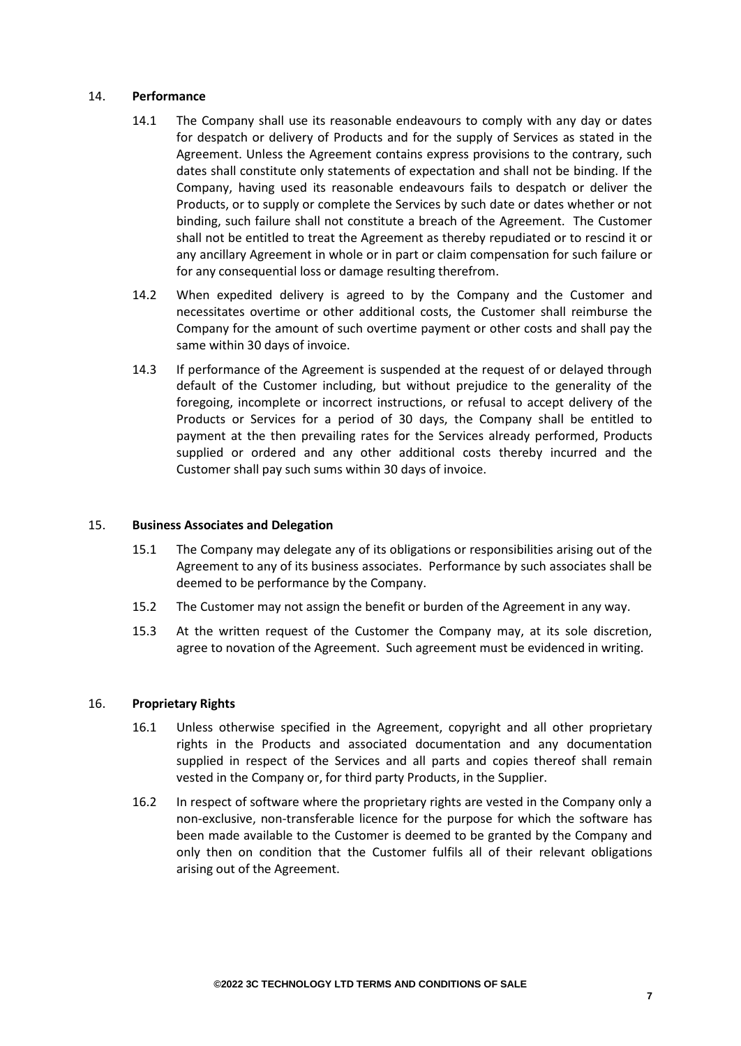## 14. **Performance**

14.1 The Company shall use its reasonable endeavours to comply with any day or dates for despatch or delivery of Products and for the supply of Services as stated in the Agreement. Unless the Agreement contains express provisions to the contrary, such dates shall constitute only statements of expectation and shall not be binding. If the Company, having used its reasonable endeavours fails to despatch or deliver the Products, or to supply or complete the Services by such date or dates whether or not binding, such failure shall not constitute a breach of the Agreement. The Customer shall not be entitled to treat the Agreement as thereby repudiated or to rescind it or any ancillary Agreement in whole or in part or claim compensation for such failure or for any consequential loss or damage resulting therefrom.

14.2 When expedited delivery is agreed to by the Company and the Customer and necessitates overtime or other additional costs, the Customer shall reimburse the Company for the amount of such overtime payment or other costs and shall pay the same within 30 days of invoice.

14.3 If performance of the Agreement is suspended at the request of or delayed through default of the Customer including, but without prejudice to the generality of the foregoing, incomplete or incorrect instructions, or refusal to accept delivery of the Products or Services for a period of 30 days, the Company shall be entitled to payment at the then prevailing rates for the Services already performed, Products supplied or ordered and any other additional costs thereby incurred and the Customer shall pay such sums within 30 days of invoice.

## 15. **Business Associates and Delegation**

15.1 The Company may delegate any of its obligations or responsibilities arising out of the Agreement to any of its business associates. Performance by such associates shall be deemed to be performance by the Company.

15.2 The Customer may not assign the benefit or burden of the Agreement in any way.

15.3 At the written request of the Customer the Company may, at its sole discretion, agree to novation of the Agreement. Such agreement must be evidenced in writing.

## 16. **Proprietary Rights**

16.1 Unless otherwise specified in the Agreement, copyright and all other proprietary rights in the Products and associated documentation and any documentation supplied in respect of the Services and all parts and copies thereof shall remain vested in the Company or, for third party Products, in the Supplier.

16.2 In respect of software where the proprietary rights are vested in the Company only a non-exclusive, non-transferable licence for the purpose for which the software has been made available to the Customer is deemed to be granted by the Company and only then on condition that the Customer fulfils all of their relevant obligations arising out of the Agreement.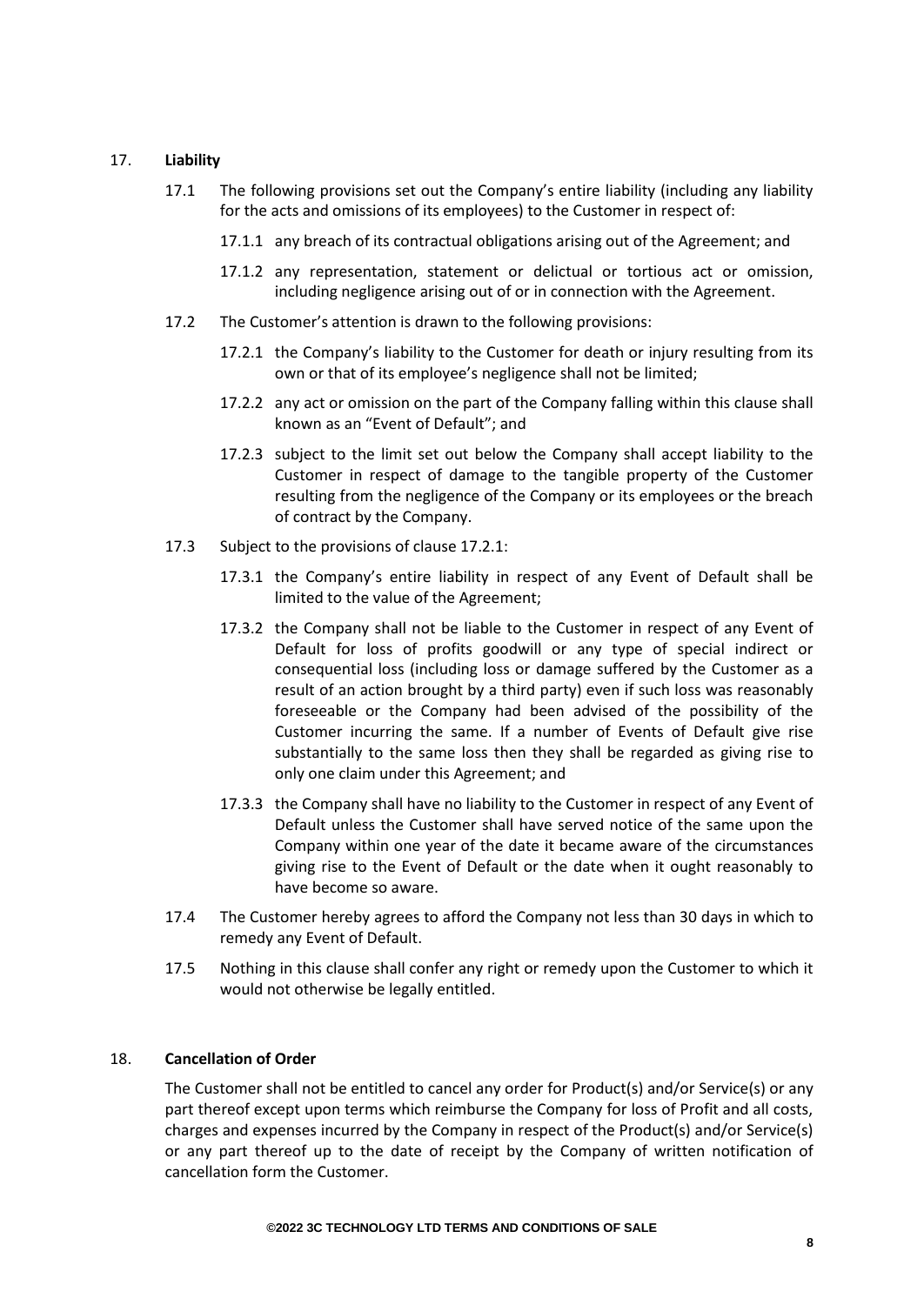## 17. **Liability**

17.1 The following provisions set out the Company's entire liability (including any liability for the acts and omissions of its employees) to the Customer in respect of:

17.1.1 any breach of its contractual obligations arising out of the Agreement; and

17.1.2 any representation, statement or delictual or tortious act or omission, including negligence arising out of or in connection with the Agreement.

17.2 The Customer's attention is drawn to the following provisions:

17.2.1 the Company's liability to the Customer for death or injury resulting from its own or that of its employee's negligence shall not be limited;

17.2.2 any act or omission on the part of the Company falling within this clause shall known as an "Event of Default"; and

17.2.3 subject to the limit set out below the Company shall accept liability to the Customer in respect of damage to the tangible property of the Customer resulting from the negligence of the Company or its employees or the breach of contract by the Company.

17.3 Subject to the provisions of clause 17.2.1:

17.3.1 the Company's entire liability in respect of any Event of Default shall be limited to the value of the Agreement;

17.3.2 the Company shall not be liable to the Customer in respect of any Event of Default for loss of profits goodwill or any type of special indirect or consequential loss (including loss or damage suffered by the Customer as a result of an action brought by a third party) even if such loss was reasonably foreseeable or the Company had been advised of the possibility of the Customer incurring the same. If a number of Events of Default give rise substantially to the same loss then they shall be regarded as giving rise to only one claim under this Agreement; and

17.3.3 the Company shall have no liability to the Customer in respect of any Event of Default unless the Customer shall have served notice of the same upon the Company within one year of the date it became aware of the circumstances giving rise to the Event of Default or the date when it ought reasonably to have become so aware.

17.4 The Customer hereby agrees to afford the Company not less than 30 days in which to remedy any Event of Default.

17.5 Nothing in this clause shall confer any right or remedy upon the Customer to which it would not otherwise be legally entitled.

## 18. **Cancellation of Order**

The Customer shall not be entitled to cancel any order for Product(s) and/or Service(s) or any part thereof except upon terms which reimburse the Company for loss of Profit and all costs, charges and expenses incurred by the Company in respect of the Product(s) and/or Service(s) or any part thereof up to the date of receipt by the Company of written notification of cancellation form the Customer.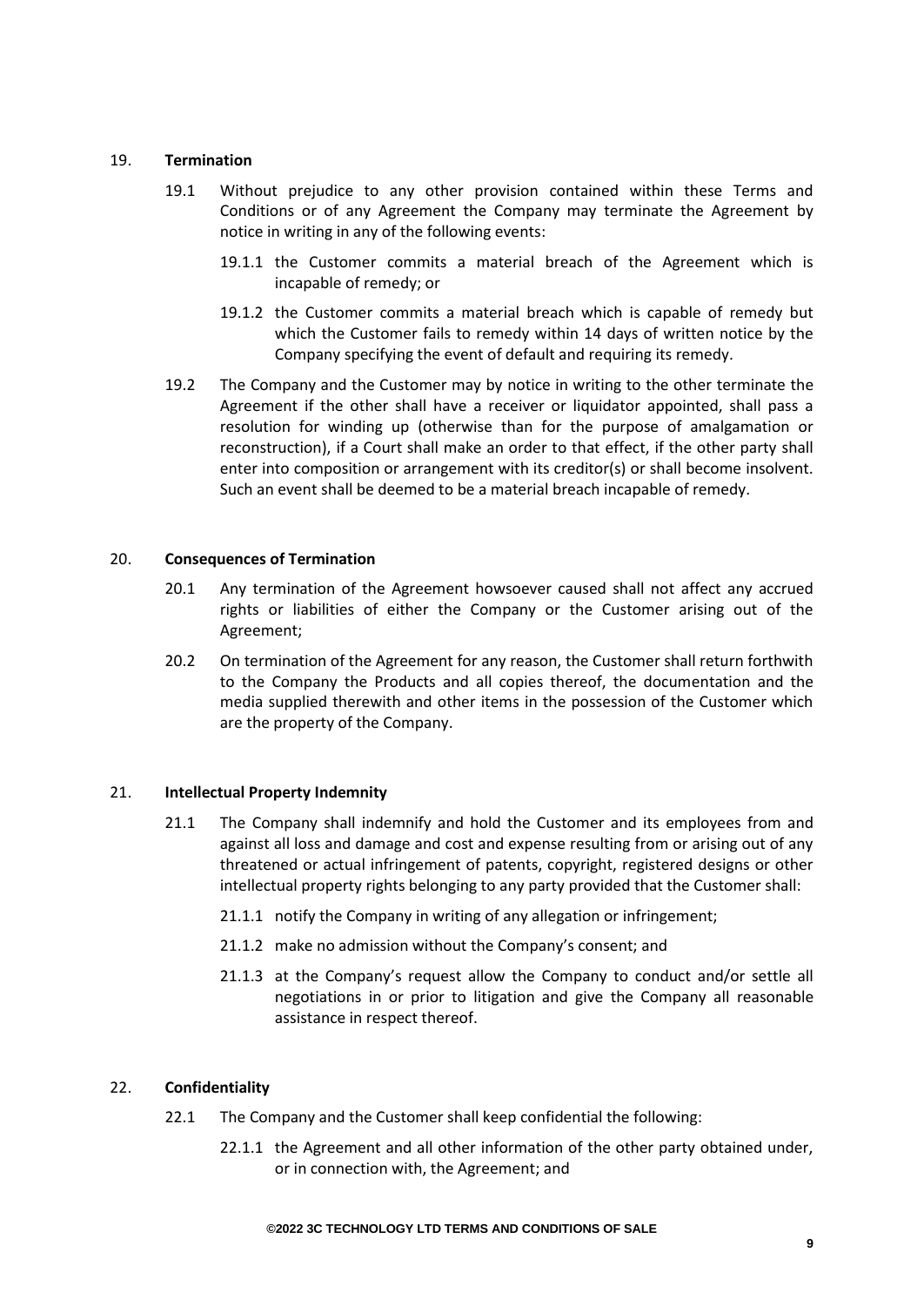## 19. **Termination**

19.1 Without prejudice to any other provision contained within these Terms and Conditions or of any Agreement the Company may terminate the Agreement by notice in writing in any of the following events:

19.1.1 the Customer commits a material breach of the Agreement which is incapable of remedy; or

19.1.2 the Customer commits a material breach which is capable of remedy but which the Customer fails to remedy within 14 days of written notice by the Company specifying the event of default and requiring its remedy.

19.2 The Company and the Customer may by notice in writing to the other terminate the Agreement if the other shall have a receiver or liquidator appointed, shall pass a resolution for winding up (otherwise than for the purpose of amalgamation or reconstruction), if a Court shall make an order to that effect, if the other party shall enter into composition or arrangement with its creditor(s) or shall become insolvent. Such an event shall be deemed to be a material breach incapable of remedy.

## 20. **Consequences of Termination**

20.1 Any termination of the Agreement howsoever caused shall not affect any accrued rights or liabilities of either the Company or the Customer arising out of the Agreement;

20.2 On termination of the Agreement for any reason, the Customer shall return forthwith to the Company the Products and all copies thereof, the documentation and the media supplied therewith and other items in the possession of the Customer which are the property of the Company.

## 21. **Intellectual Property Indemnity**

21.1 The Company shall indemnify and hold the Customer and its employees from and against all loss and damage and cost and expense resulting from or arising out of any threatened or actual infringement of patents, copyright, registered designs or other intellectual property rights belonging to any party provided that the Customer shall:

21.1.1 notify the Company in writing of any allegation or infringement;

21.1.2 make no admission without the Company's consent; and

21.1.3 at the Company's request allow the Company to conduct and/or settle all negotiations in or prior to litigation and give the Company all reasonable assistance in respect thereof.

## 22. **Confidentiality**

22.1 The Company and the Customer shall keep confidential the following:

22.1.1 the Agreement and all other information of the other party obtained under, or in connection with, the Agreement; and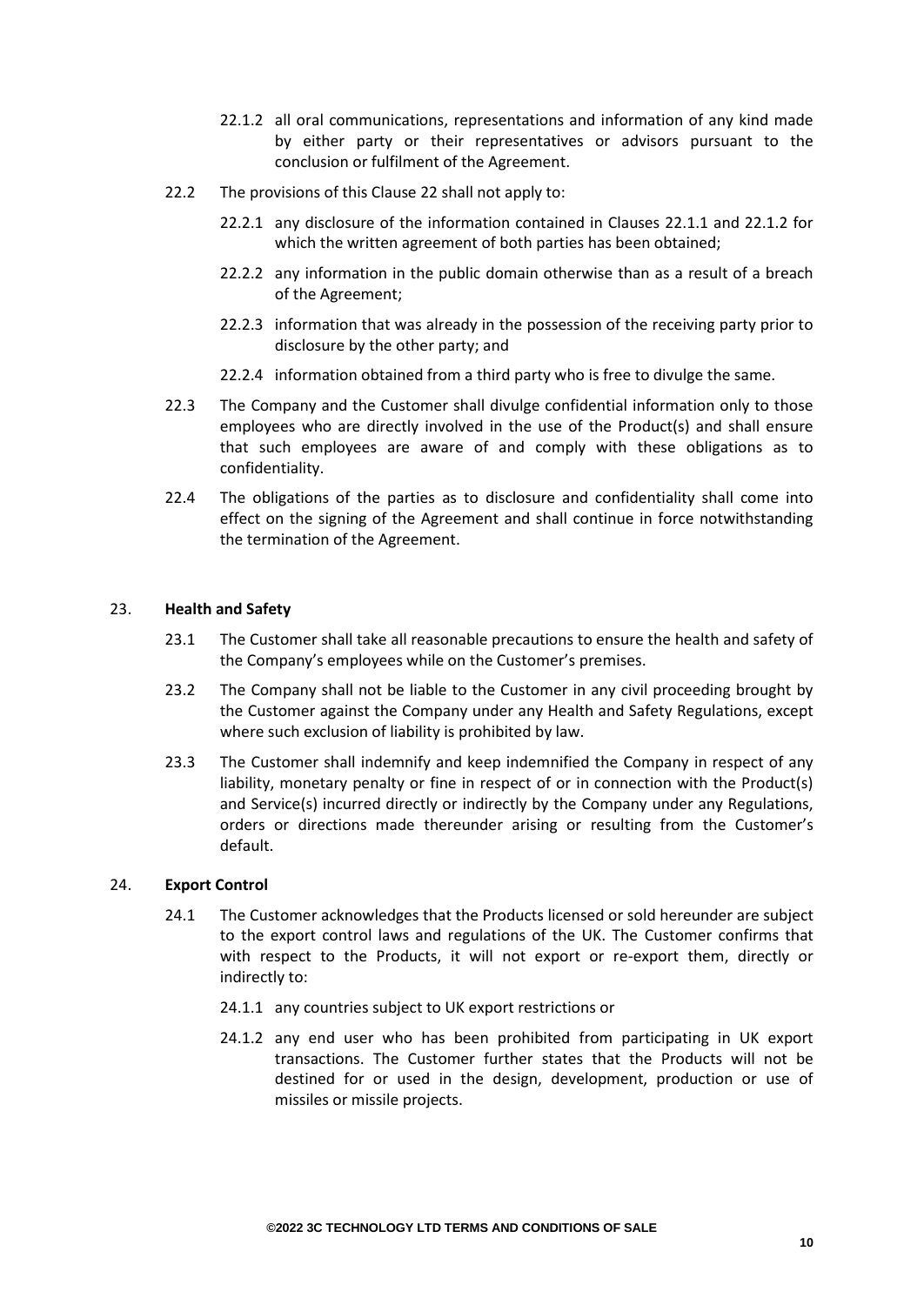22.1.2 all oral communications, representations and information of any kind made by either party or their representatives or advisors pursuant to the conclusion or fulfilment of the Agreement.

22.2 The provisions of this Clause 22 shall not apply to:

22.2.1 any disclosure of the information contained in Clauses 22.1.1 and 22.1.2 for which the written agreement of both parties has been obtained;

22.2.2 any information in the public domain otherwise than as a result of a breach of the Agreement;

22.2.3 information that was already in the possession of the receiving party prior to disclosure by the other party; and

22.2.4 information obtained from a third party who is free to divulge the same.

22.3 The Company and the Customer shall divulge confidential information only to those employees who are directly involved in the use of the Product(s) and shall ensure that such employees are aware of and comply with these obligations as to confidentiality.

22.4 The obligations of the parties as to disclosure and confidentiality shall come into effect on the signing of the Agreement and shall continue in force notwithstanding the termination of the Agreement.

## 23. Health and Safety

23.1 The Customer shall take all reasonable precautions to ensure the health and safety of the Company's employees while on the Customer's premises.

23.2 The Company shall not be liable to the Customer in any civil proceeding brought by the Customer against the Company under any Health and Safety Regulations, except where such exclusion of liability is prohibited by law.

23.3 The Customer shall indemnify and keep indemnified the Company in respect of any liability, monetary penalty or fine in respect of or in connection with the Product(s) and Service(s) incurred directly or indirectly by the Company under any Regulations, orders or directions made thereunder arising or resulting from the Customer's default.

## 24. Export Control

24.1 The Customer acknowledges that the Products licensed or sold hereunder are subject to the export control laws and regulations of the UK. The Customer confirms that with respect to the Products, it will not export or re-export them, directly or indirectly to:

24.1.1 any countries subject to UK export restrictions or

24.1.2 any end user who has been prohibited from participating in UK export transactions. The Customer further states that the Products will not be destined for or used in the design, development, production or use of missiles or missile projects.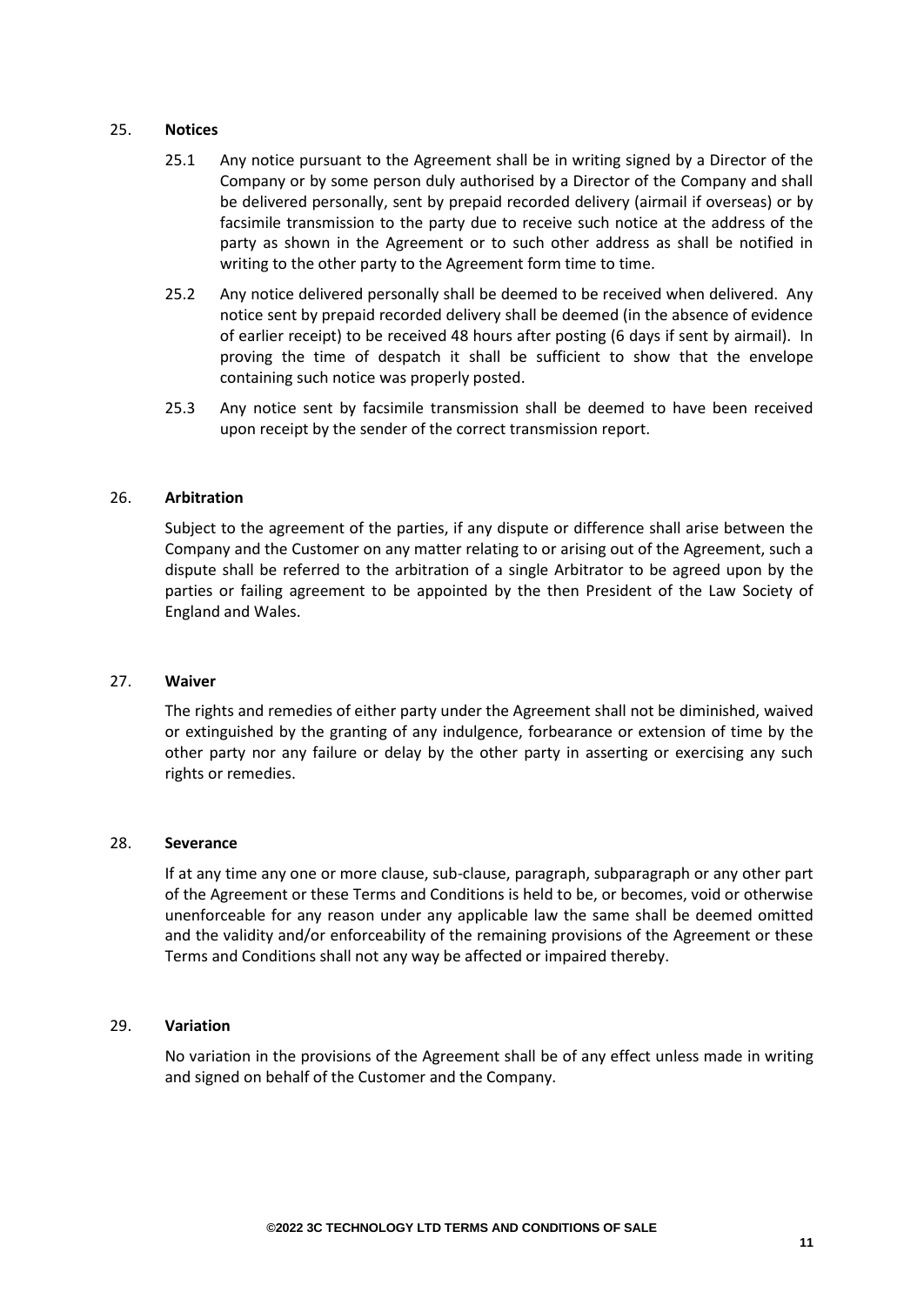## 25. Notices

25.1 Any notice pursuant to the Agreement shall be in writing signed by a Director of the Company or by some person duly authorised by a Director of the Company and shall be delivered personally, sent by prepaid recorded delivery (airmail if overseas) or by facsimile transmission to the party due to receive such notice at the address of the party as shown in the Agreement or to such other address as shall be notified in writing to the other party to the Agreement form time to time.

25.2 Any notice delivered personally shall be deemed to be received when delivered. Any notice sent by prepaid recorded delivery shall be deemed (in the absence of evidence of earlier receipt) to be received 48 hours after posting (6 days if sent by airmail). In proving the time of despatch it shall be sufficient to show that the envelope containing such notice was properly posted.

25.3 Any notice sent by facsimile transmission shall be deemed to have been received upon receipt by the sender of the correct transmission report.

## 26. Arbitration

Subject to the agreement of the parties, if any dispute or difference shall arise between the Company and the Customer on any matter relating to or arising out of the Agreement, such a dispute shall be referred to the arbitration of a single Arbitrator to be agreed upon by the parties or failing agreement to be appointed by the then President of the Law Society of England and Wales.

## 27. Waiver

The rights and remedies of either party under the Agreement shall not be diminished, waived or extinguished by the granting of any indulgence, forbearance or extension of time by the other party nor any failure or delay by the other party in asserting or exercising any such rights or remedies.

## 28. Severance

If at any time any one or more clause, sub-clause, paragraph, subparagraph or any other part of the Agreement or these Terms and Conditions is held to be, or becomes, void or otherwise unenforceable for any reason under any applicable law the same shall be deemed omitted and the validity and/or enforceability of the remaining provisions of the Agreement or these Terms and Conditions shall not any way be affected or impaired thereby.

## 29. Variation

No variation in the provisions of the Agreement shall be of any effect unless made in writing and signed on behalf of the Customer and the Company.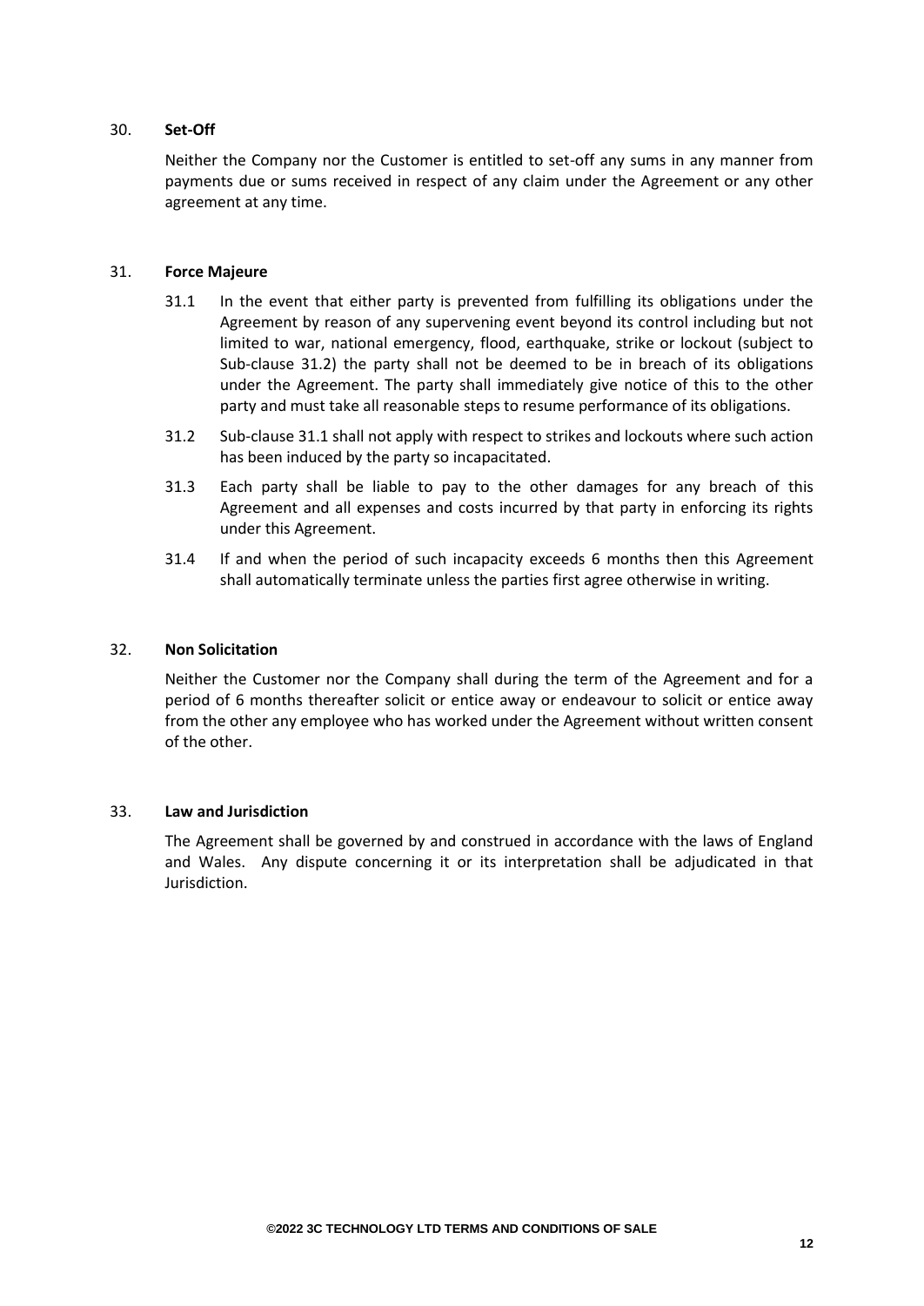## 30. Set-Off

Neither the Company nor the Customer is entitled to set-off any sums in any manner from payments due or sums received in respect of any claim under the Agreement or any other agreement at any time.

## 31. Force Majeure

31.1 In the event that either party is prevented from fulfilling its obligations under the Agreement by reason of any supervening event beyond its control including but not limited to war, national emergency, flood, earthquake, strike or lockout (subject to Sub-clause 31.2) the party shall not be deemed to be in breach of its obligations under the Agreement. The party shall immediately give notice of this to the other party and must take all reasonable steps to resume performance of its obligations.

31.2 Sub-clause 31.1 shall not apply with respect to strikes and lockouts where such action has been induced by the party so incapacitated.

31.3 Each party shall be liable to pay to the other damages for any breach of this Agreement and all expenses and costs incurred by that party in enforcing its rights under this Agreement.

31.4 If and when the period of such incapacity exceeds 6 months then this Agreement shall automatically terminate unless the parties first agree otherwise in writing.

## 32. Non Solicitation

Neither the Customer nor the Company shall during the term of the Agreement and for a period of 6 months thereafter solicit or entice away or endeavour to solicit or entice away from the other any employee who has worked under the Agreement without written consent of the other.

## 33. Law and Jurisdiction

The Agreement shall be governed by and construed in accordance with the laws of England and Wales. Any dispute concerning it or its interpretation shall be adjudicated in that Jurisdiction.